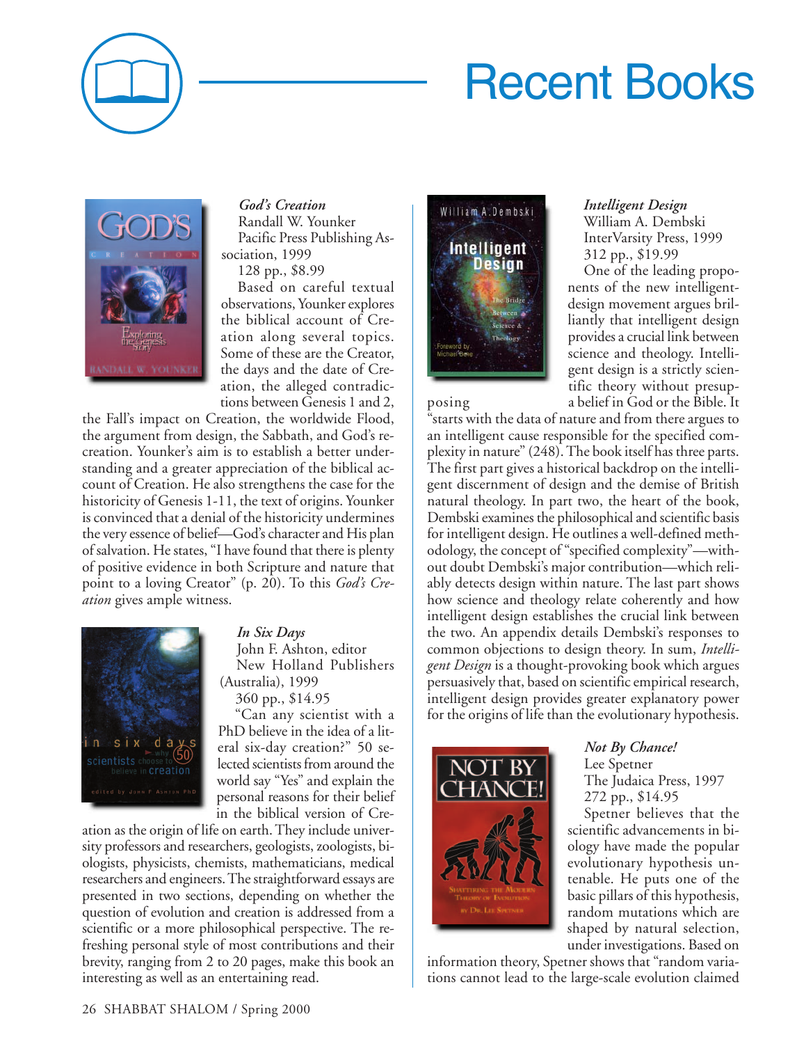# Recent Books

***God's Creation***
Randall W. Younker
Pacific Press Publishing Association, 1999
128 pp., $8.99

Based on careful textual observations, Younker explores the biblical account of Creation along several topics. Some of these are the Creator, the days and the date of Creation, the alleged contradictions between Genesis 1 and 2, the Fall's impact on Creation, the worldwide Flood, the argument from design, the Sabbath, and God's re-creation. Younker's aim is to establish a better understanding and a greater appreciation of the biblical account of Creation. He also strengthens the case for the historicity of Genesis 1-11, the text of origins. Younker is convinced that a denial of the historicity undermines the very essence of belief—God's character and His plan of salvation. He states, "I have found that there is plenty of positive evidence in both Scripture and nature that point to a loving Creator" (p. 20). To this *God's Creation* gives ample witness.

***In Six Days***
John F. Ashton, editor
New Holland Publishers (Australia), 1999
360 pp., $14.95

"Can any scientist with a PhD believe in the idea of a literal six-day creation?" 50 selected scientists from around the world say "Yes" and explain the personal reasons for their belief in the biblical version of Creation as the origin of life on earth. They include university professors and researchers, geologists, zoologists, biologists, physicists, chemists, mathematicians, medical researchers and engineers. The straightforward essays are presented in two sections, depending on whether the question of evolution and creation is addressed from a scientific or a more philosophical perspective. The refreshing personal style of most contributions and their brevity, ranging from 2 to 20 pages, make this book an interesting as well as an entertaining read.

***Intelligent Design***
William A. Dembski
InterVarsity Press, 1999
312 pp., $19.99

One of the leading proponents of the new intelligent-design movement argues brilliantly that intelligent design provides a crucial link between science and theology. Intelligent design is a strictly scientific theory without presupposing a belief in God or the Bible. It "starts with the data of nature and from there argues to an intelligent cause responsible for the specified complexity in nature" (248). The book itself has three parts. The first part gives a historical backdrop on the intelligent discernment of design and the demise of British natural theology. In part two, the heart of the book, Dembski examines the philosophical and scientific basis for intelligent design. He outlines a well-defined methodology, the concept of "specified complexity"—without doubt Dembski's major contribution—which reliably detects design within nature. The last part shows how science and theology relate coherently and how intelligent design establishes the crucial link between the two. An appendix details Dembski's responses to common objections to design theory. In sum, *Intelligent Design* is a thought-provoking book which argues persuasively that, based on scientific empirical research, intelligent design provides greater explanatory power for the origins of life than the evolutionary hypothesis.

***Not By Chance!***
Lee Spetner
The Judaica Press, 1997
272 pp., $14.95

Spetner believes that the scientific advancements in biology have made the popular evolutionary hypothesis untenable. He puts one of the basic pillars of this hypothesis, random mutations which are shaped by natural selection, under investigations. Based on information theory, Spetner shows that "random variations cannot lead to the large-scale evolution claimed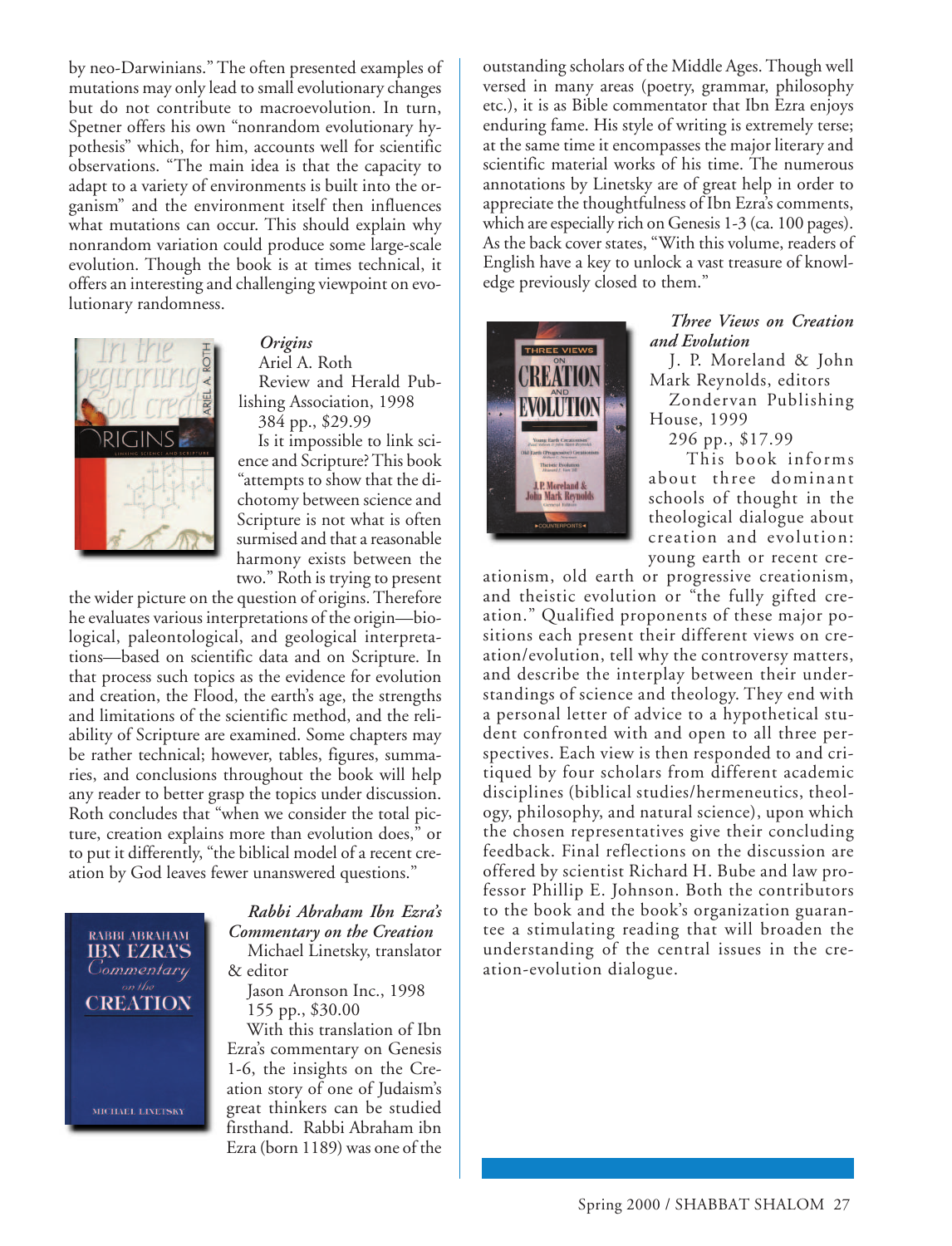by neo-Darwinians." The often presented examples of mutations may only lead to small evolutionary changes but do not contribute to macroevolution. In turn, Spetner offers his own "nonrandom evolutionary hypothesis" which, for him, accounts well for scientific observations. "The main idea is that the capacity to adapt to a variety of environments is built into the organism" and the environment itself then influences what mutations can occur. This should explain why nonrandom variation could produce some large-scale evolution. Though the book is at times technical, it offers an interesting and challenging viewpoint on evolutionary randomness.

***Origins***
Ariel A. Roth
Review and Herald Publishing Association, 1998
384 pp., $29.99

Is it impossible to link science and Scripture? This book "attempts to show that the dichotomy between science and Scripture is not what is often surmised and that a reasonable harmony exists between the two." Roth is trying to present the wider picture on the question of origins. Therefore he evaluates various interpretations of the origin—biological, paleontological, and geological interpretations—based on scientific data and on Scripture. In that process such topics as the evidence for evolution and creation, the Flood, the earth's age, the strengths and limitations of the scientific method, and the reliability of Scripture are examined. Some chapters may be rather technical; however, tables, figures, summaries, and conclusions throughout the book will help any reader to better grasp the topics under discussion. Roth concludes that "when we consider the total picture, creation explains more than evolution does," or to put it differently, "the biblical model of a recent creation by God leaves fewer unanswered questions."

***Rabbi Abraham Ibn Ezra's Commentary on the Creation***
Michael Linetsky, translator & editor
Jason Aronson Inc., 1998
155 pp., $30.00

With this translation of Ibn Ezra's commentary on Genesis 1-6, the insights on the Creation story of one of Judaism's great thinkers can be studied firsthand. Rabbi Abraham ibn Ezra (born 1189) was one of the outstanding scholars of the Middle Ages. Though well versed in many areas (poetry, grammar, philosophy etc.), it is as Bible commentator that Ibn Ezra enjoys enduring fame. His style of writing is extremely terse; at the same time it encompasses the major literary and scientific material works of his time. The numerous annotations by Linetsky are of great help in order to appreciate the thoughtfulness of Ibn Ezra's comments, which are especially rich on Genesis 1-3 (ca. 100 pages). As the back cover states, "With this volume, readers of English have a key to unlock a vast treasure of knowledge previously closed to them."

***Three Views on Creation and Evolution***
J. P. Moreland & John Mark Reynolds, editors
Zondervan Publishing House, 1999
296 pp., $17.99

This book informs about three dominant schools of thought in the theological dialogue about creation and evolution: young earth or recent creationism, old earth or progressive creationism, and theistic evolution or "the fully gifted creation." Qualified proponents of these major positions each present their different views on creation/evolution, tell why the controversy matters, and describe the interplay between their understandings of science and theology. They end with a personal letter of advice to a hypothetical student confronted with and open to all three perspectives. Each view is then responded to and critiqued by four scholars from different academic disciplines (biblical studies/hermeneutics, theology, philosophy, and natural science), upon which the chosen representatives give their concluding feedback. Final reflections on the discussion are offered by scientist Richard H. Bube and law professor Phillip E. Johnson. Both the contributors to the book and the book's organization guarantee a stimulating reading that will broaden the understanding of the central issues in the creation-evolution dialogue.